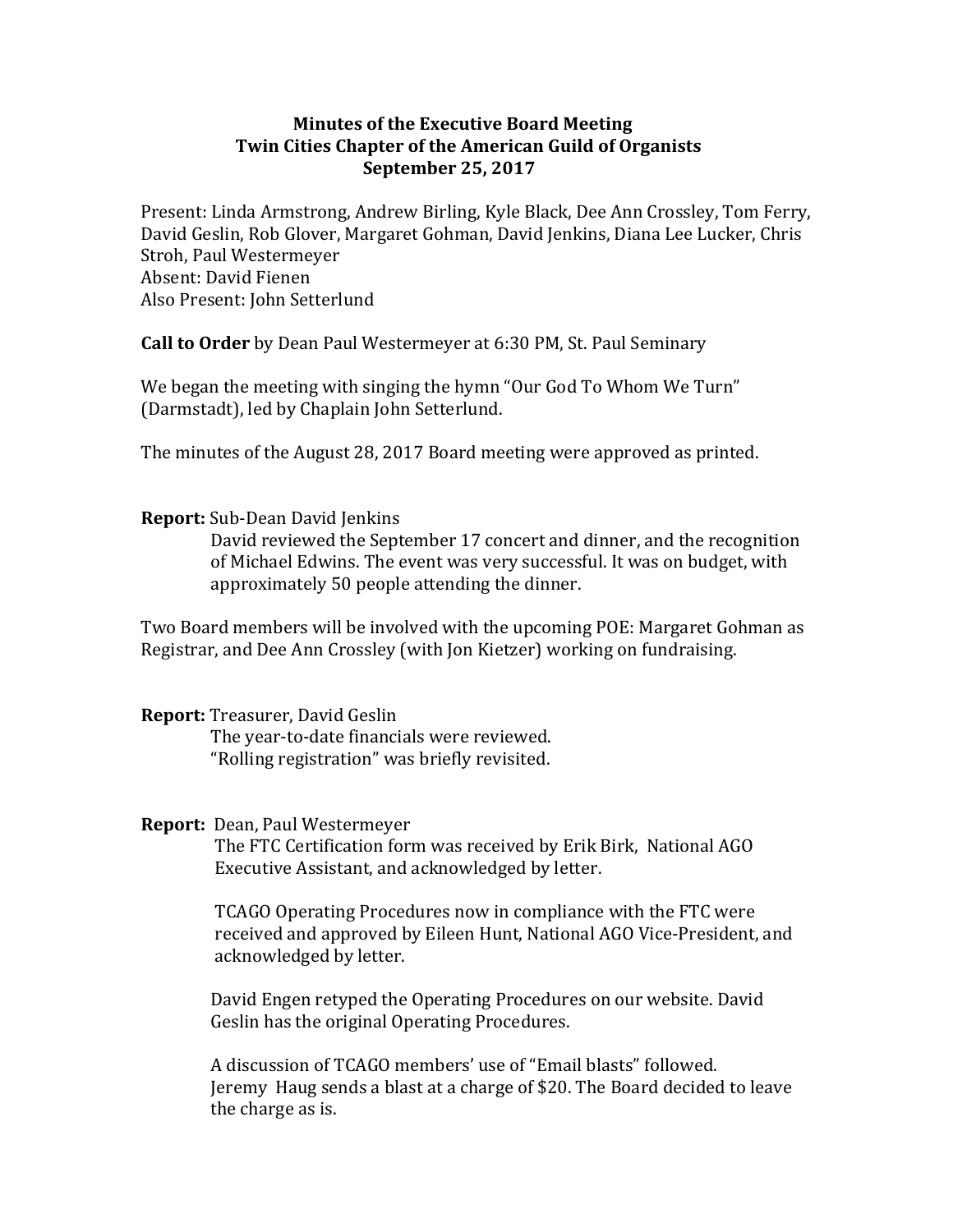# Minutes of the Executive Board Meeting
## Twin Cities Chapter of the American Guild of Organists
### September 25, 2017

Present: Linda Armstrong, Andrew Birling, Kyle Black, Dee Ann Crossley, Tom Ferry, David Geslin, Rob Glover, Margaret Gohman, David Jenkins, Diana Lee Lucker, Chris Stroh, Paul Westermeyer
Absent: David Fienen
Also Present: John Setterlund

**Call to Order** by Dean Paul Westermeyer at 6:30 PM, St. Paul Seminary

We began the meeting with singing the hymn "Our God To Whom We Turn" (Darmstadt), led by Chaplain John Setterlund.

The minutes of the August 28, 2017 Board meeting were approved as printed.

**Report:** Sub-Dean David Jenkins

David reviewed the September 17 concert and dinner, and the recognition of Michael Edwins. The event was very successful. It was on budget, with approximately 50 people attending the dinner.

Two Board members will be involved with the upcoming POE: Margaret Gohman as Registrar, and Dee Ann Crossley (with Jon Kietzer) working on fundraising.

**Report:** Treasurer, David Geslin

The year-to-date financials were reviewed.
"Rolling registration" was briefly revisited.

**Report:** Dean, Paul Westermeyer

The FTC Certification form was received by Erik Birk, National AGO Executive Assistant, and acknowledged by letter.

TCAGO Operating Procedures now in compliance with the FTC were received and approved by Eileen Hunt, National AGO Vice-President, and acknowledged by letter.

David Engen retyped the Operating Procedures on our website. David Geslin has the original Operating Procedures.

A discussion of TCAGO members' use of "Email blasts" followed. Jeremy Haug sends a blast at a charge of $20. The Board decided to leave the charge as is.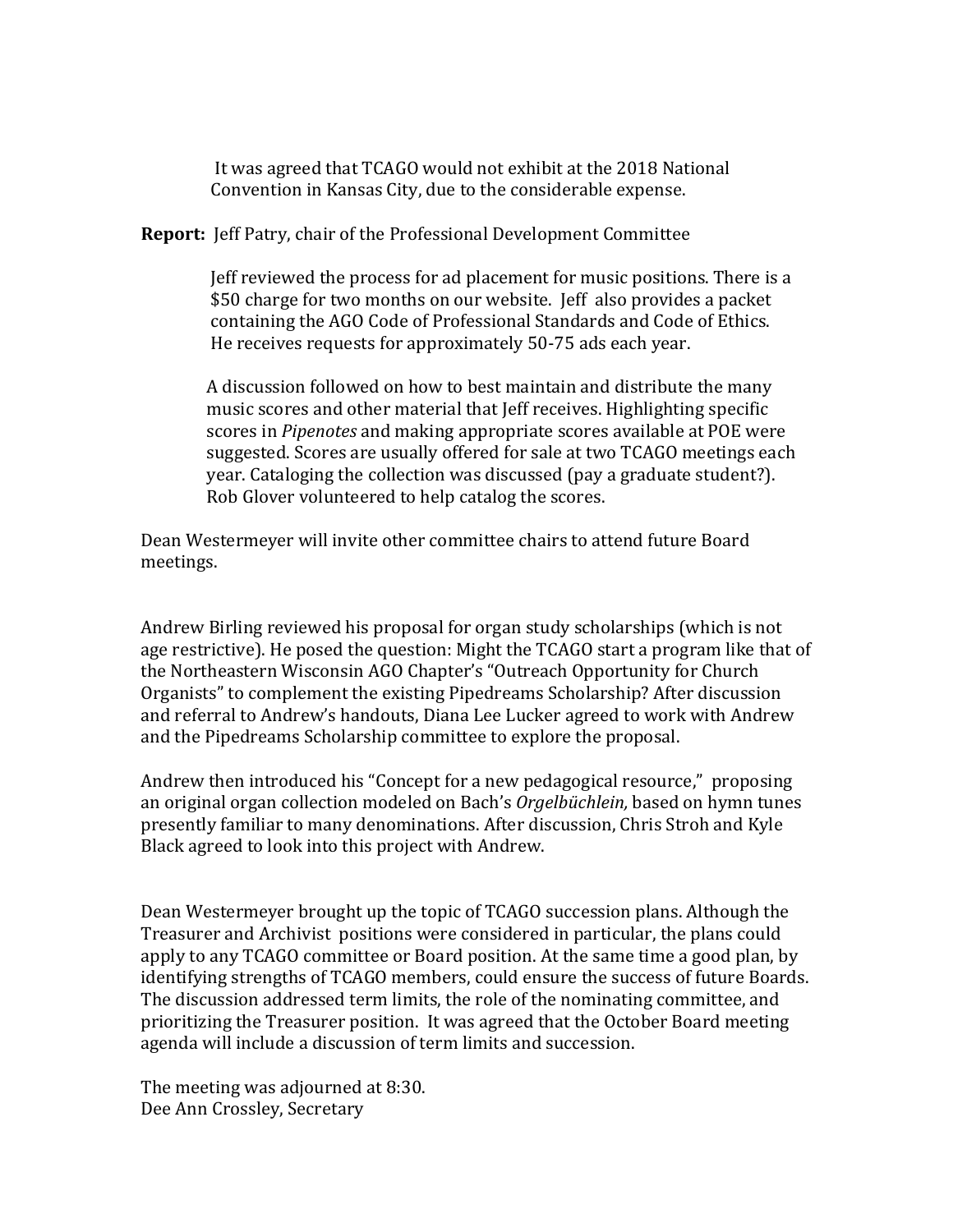It was agreed that TCAGO would not exhibit at the 2018 National Convention in Kansas City, due to the considerable expense.

**Report:** Jeff Patry, chair of the Professional Development Committee

Jeff reviewed the process for ad placement for music positions. There is a $50 charge for two months on our website. Jeff also provides a packet containing the AGO Code of Professional Standards and Code of Ethics. He receives requests for approximately 50-75 ads each year.

A discussion followed on how to best maintain and distribute the many music scores and other material that Jeff receives. Highlighting specific scores in *Pipenotes* and making appropriate scores available at POE were suggested. Scores are usually offered for sale at two TCAGO meetings each year. Cataloging the collection was discussed (pay a graduate student?). Rob Glover volunteered to help catalog the scores.

Dean Westermeyer will invite other committee chairs to attend future Board meetings.

Andrew Birling reviewed his proposal for organ study scholarships (which is not age restrictive). He posed the question: Might the TCAGO start a program like that of the Northeastern Wisconsin AGO Chapter's "Outreach Opportunity for Church Organists" to complement the existing Pipedreams Scholarship? After discussion and referral to Andrew's handouts, Diana Lee Lucker agreed to work with Andrew and the Pipedreams Scholarship committee to explore the proposal.

Andrew then introduced his "Concept for a new pedagogical resource," proposing an original organ collection modeled on Bach's *Orgelbüchlein,* based on hymn tunes presently familiar to many denominations. After discussion, Chris Stroh and Kyle Black agreed to look into this project with Andrew.

Dean Westermeyer brought up the topic of TCAGO succession plans. Although the Treasurer and Archivist positions were considered in particular, the plans could apply to any TCAGO committee or Board position. At the same time a good plan, by identifying strengths of TCAGO members, could ensure the success of future Boards. The discussion addressed term limits, the role of the nominating committee, and prioritizing the Treasurer position. It was agreed that the October Board meeting agenda will include a discussion of term limits and succession.

The meeting was adjourned at 8:30.
Dee Ann Crossley, Secretary